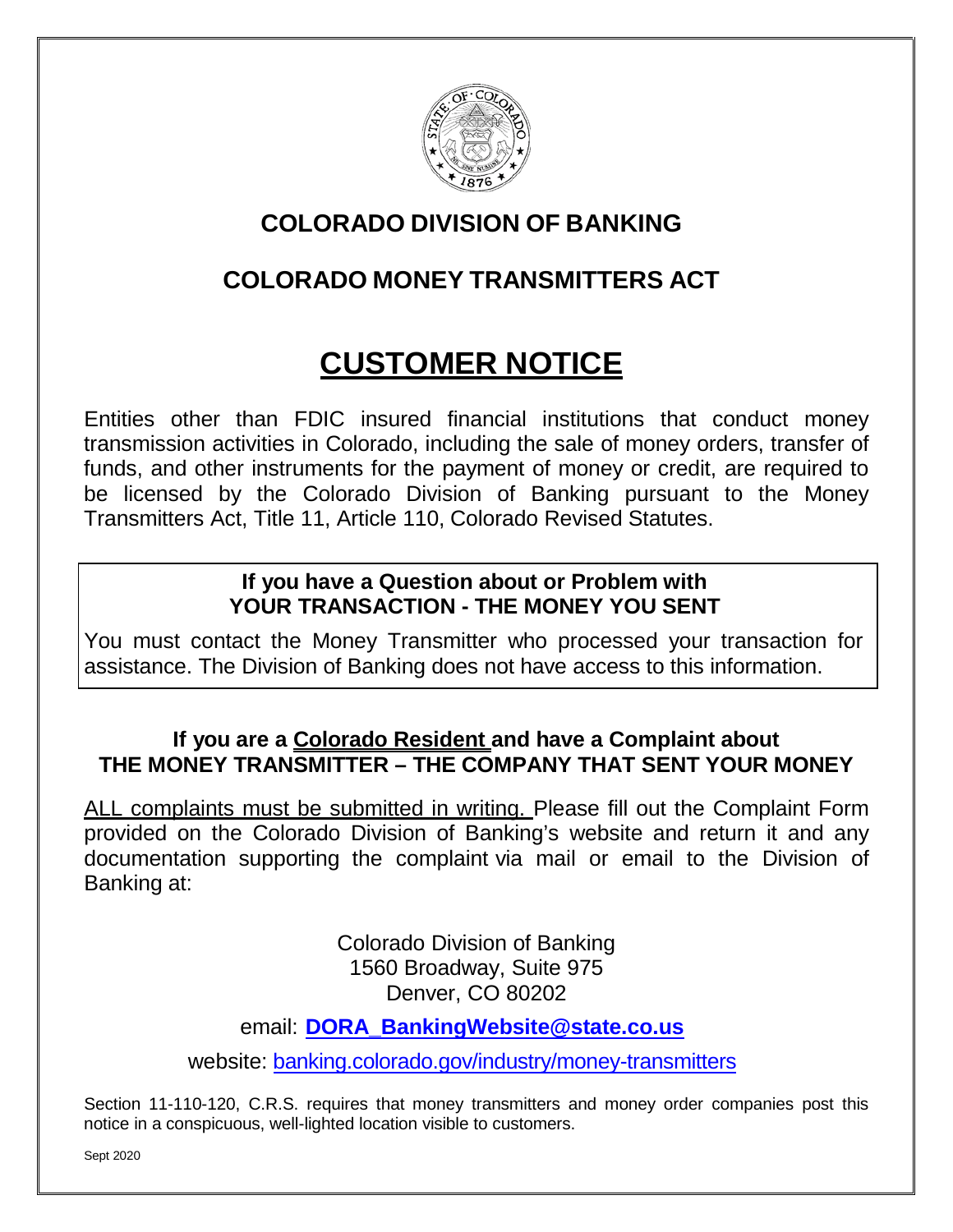# COLORADO DIVISION OF BANKING

## COLORADO MONEY TRANSMITTERS ACT

# CUSTOMER NOTICE

Entities other than FDIC insured financial institutions that conduct money transmission activities in Colorado, including the sale of money orders, transfer of funds, and other instruments for the payment of money or credit, are required to be licensed by the Colorado Division of Banking pursuant to the Money Transmitters Act, Title 11, Article 110, Colorado Revised Statutes.

### If you have a Question about or Problem with YOUR TRANSACTION - THE MONEY YOU SENT

You must contact the Money Transmitter who processed your transaction for assistance. The Division of Banking does not have access to this information.

### If you are a <u>Colorado Resident</u> and have a Complaint about THE MONEY TRANSMITTER – THE COMPANY THAT SENT YOUR MONEY

<u>ALL complaints must be submitted in writing.</u> Please fill out the Complaint Form provided on the Colorado Division of Banking's website and return it and any documentation supporting the complaint via mail or email to the Division of Banking at:

Colorado Division of Banking
1560 Broadway, Suite 975
Denver, CO 80202

email: **DORA_BankingWebsite@state.co.us**

website: banking.colorado.gov/industry/money-transmitters

Section 11-110-120, C.R.S. requires that money transmitters and money order companies post this notice in a conspicuous, well-lighted location visible to customers.

Sept 2020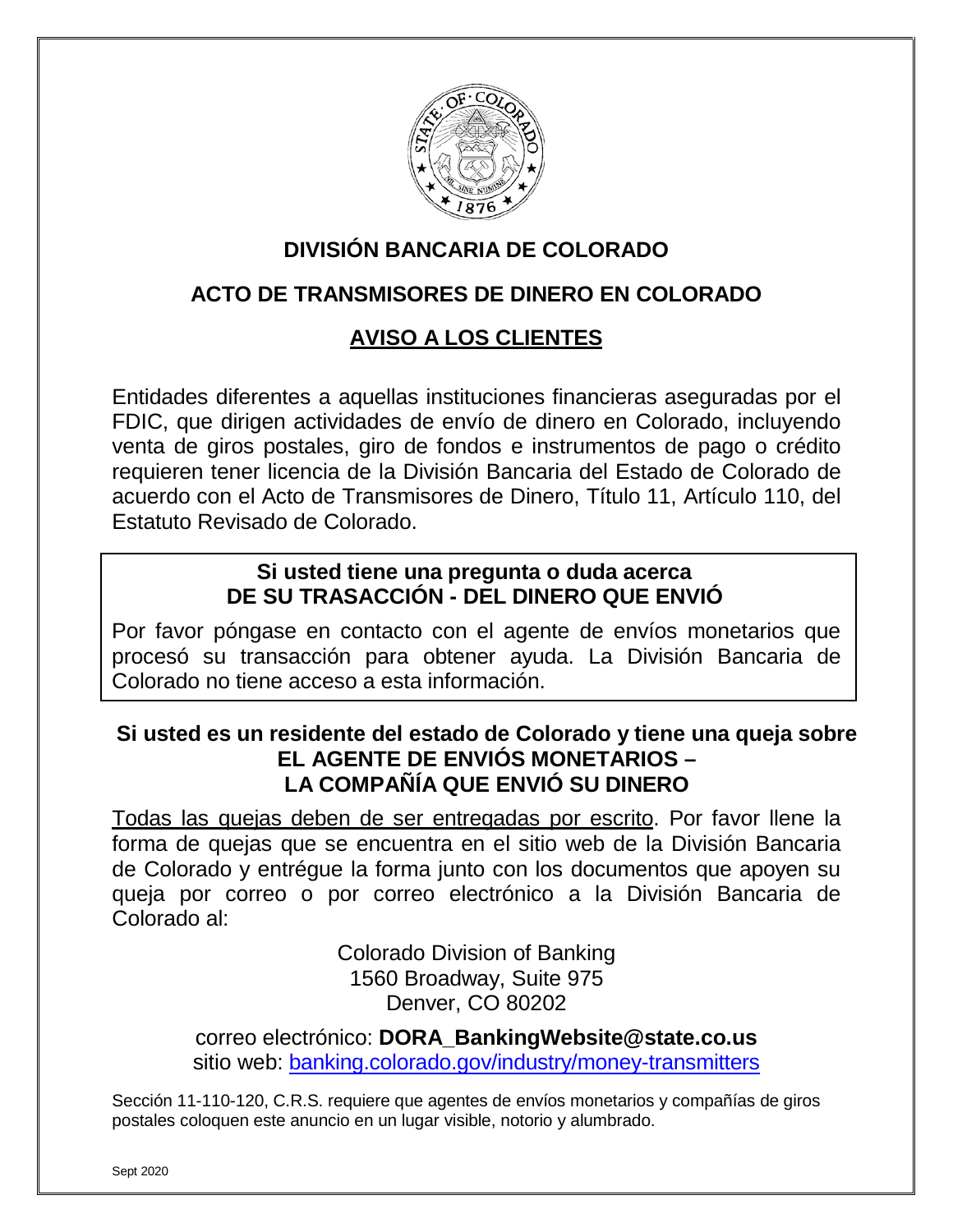# DIVISIÓN BANCARIA DE COLORADO

## ACTO DE TRANSMISORES DE DINERO EN COLORADO

## AVISO A LOS CLIENTES

Entidades diferentes a aquellas instituciones financieras aseguradas por el FDIC, que dirigen actividades de envío de dinero en Colorado, incluyendo venta de giros postales, giro de fondos e instrumentos de pago o crédito requieren tener licencia de la División Bancaria del Estado de Colorado de acuerdo con el Acto de Transmisores de Dinero, Título 11, Artículo 110, del Estatuto Revisado de Colorado.

### Si usted tiene una pregunta o duda acerca DE SU TRASACCIÓN - DEL DINERO QUE ENVIÓ

Por favor póngase en contacto con el agente de envíos monetarios que procesó su transacción para obtener ayuda. La División Bancaria de Colorado no tiene acceso a esta información.

### Si usted es un residente del estado de Colorado y tiene una queja sobre EL AGENTE DE ENVIÓS MONETARIOS – LA COMPAÑÍA QUE ENVIÓ SU DINERO

Todas las quejas deben de ser entregadas por escrito. Por favor llene la forma de quejas que se encuentra en el sitio web de la División Bancaria de Colorado y entrégue la forma junto con los documentos que apoyen su queja por correo o por correo electrónico a la División Bancaria de Colorado al:

Colorado Division of Banking
1560 Broadway, Suite 975
Denver, CO 80202

correo electrónico: **DORA_BankingWebsite@state.co.us**
sitio web: banking.colorado.gov/industry/money-transmitters

Sección 11-110-120, C.R.S. requiere que agentes de envíos monetarios y compañías de giros postales coloquen este anuncio en un lugar visible, notorio y alumbrado.

Sept 2020